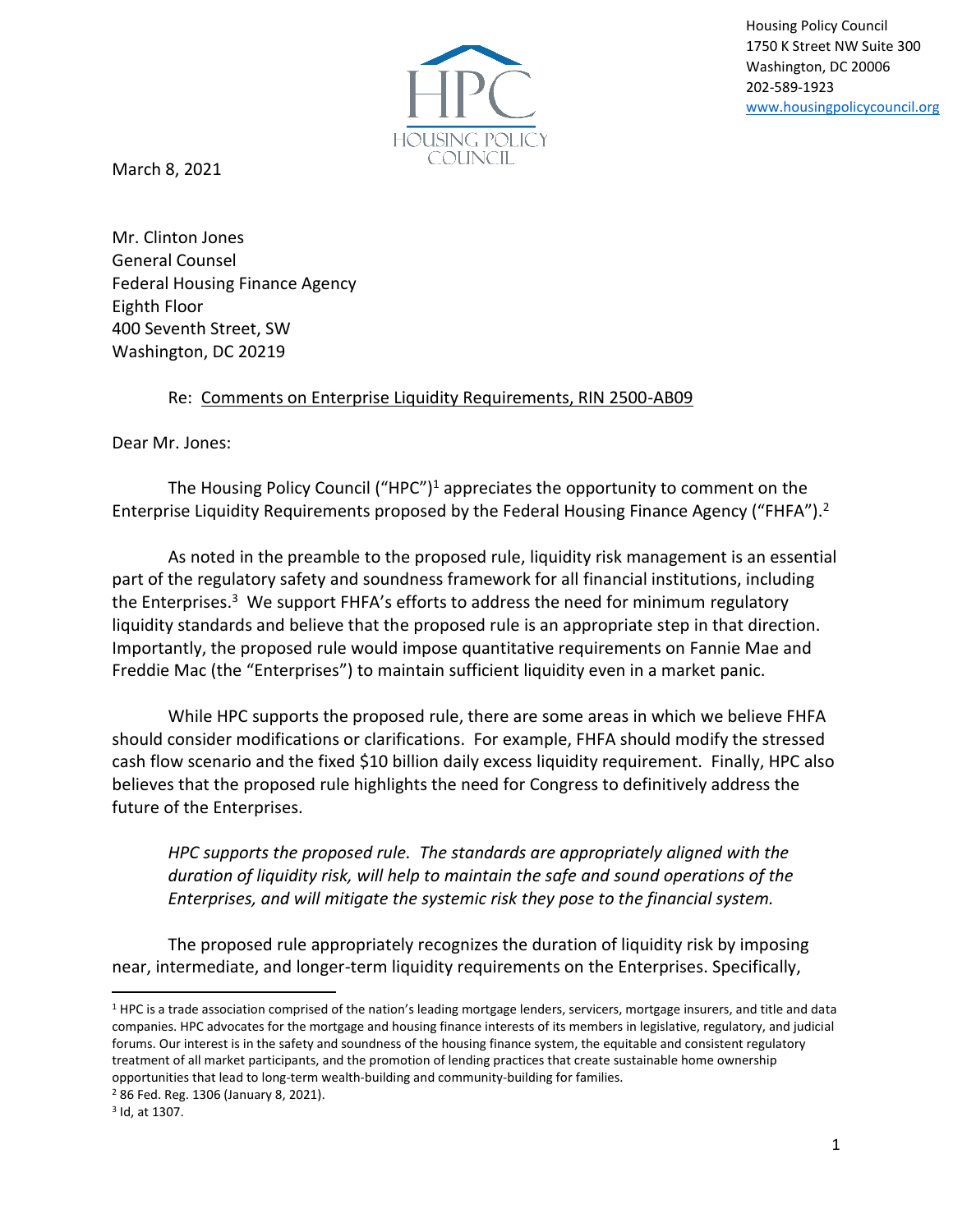HPC
HOUSING POLICY COUNCIL

Housing Policy Council
1750 K Street NW Suite 300
Washington, DC 20006
202-589-1923
www.housingpolicycouncil.org

March 8, 2021

Mr. Clinton Jones
General Counsel
Federal Housing Finance Agency
Eighth Floor
400 Seventh Street, SW
Washington, DC 20219

Re: Comments on Enterprise Liquidity Requirements, RIN 2500-AB09

Dear Mr. Jones:

The Housing Policy Council ("HPC")[1] appreciates the opportunity to comment on the Enterprise Liquidity Requirements proposed by the Federal Housing Finance Agency ("FHFA").[2]

As noted in the preamble to the proposed rule, liquidity risk management is an essential part of the regulatory safety and soundness framework for all financial institutions, including the Enterprises.[3] We support FHFA's efforts to address the need for minimum regulatory liquidity standards and believe that the proposed rule is an appropriate step in that direction. Importantly, the proposed rule would impose quantitative requirements on Fannie Mae and Freddie Mac (the "Enterprises") to maintain sufficient liquidity even in a market panic.

While HPC supports the proposed rule, there are some areas in which we believe FHFA should consider modifications or clarifications. For example, FHFA should modify the stressed cash flow scenario and the fixed $10 billion daily excess liquidity requirement. Finally, HPC also believes that the proposed rule highlights the need for Congress to definitively address the future of the Enterprises.

*HPC supports the proposed rule. The standards are appropriately aligned with the duration of liquidity risk, will help to maintain the safe and sound operations of the Enterprises, and will mitigate the systemic risk they pose to the financial system.*

The proposed rule appropriately recognizes the duration of liquidity risk by imposing near, intermediate, and longer-term liquidity requirements on the Enterprises. Specifically,

---

[1] HPC is a trade association comprised of the nation's leading mortgage lenders, servicers, mortgage insurers, and title and data companies. HPC advocates for the mortgage and housing finance interests of its members in legislative, regulatory, and judicial forums. Our interest is in the safety and soundness of the housing finance system, the equitable and consistent regulatory treatment of all market participants, and the promotion of lending practices that create sustainable home ownership opportunities that lead to long-term wealth-building and community-building for families.

[2] 86 Fed. Reg. 1306 (January 8, 2021).

[3] Id, at 1307.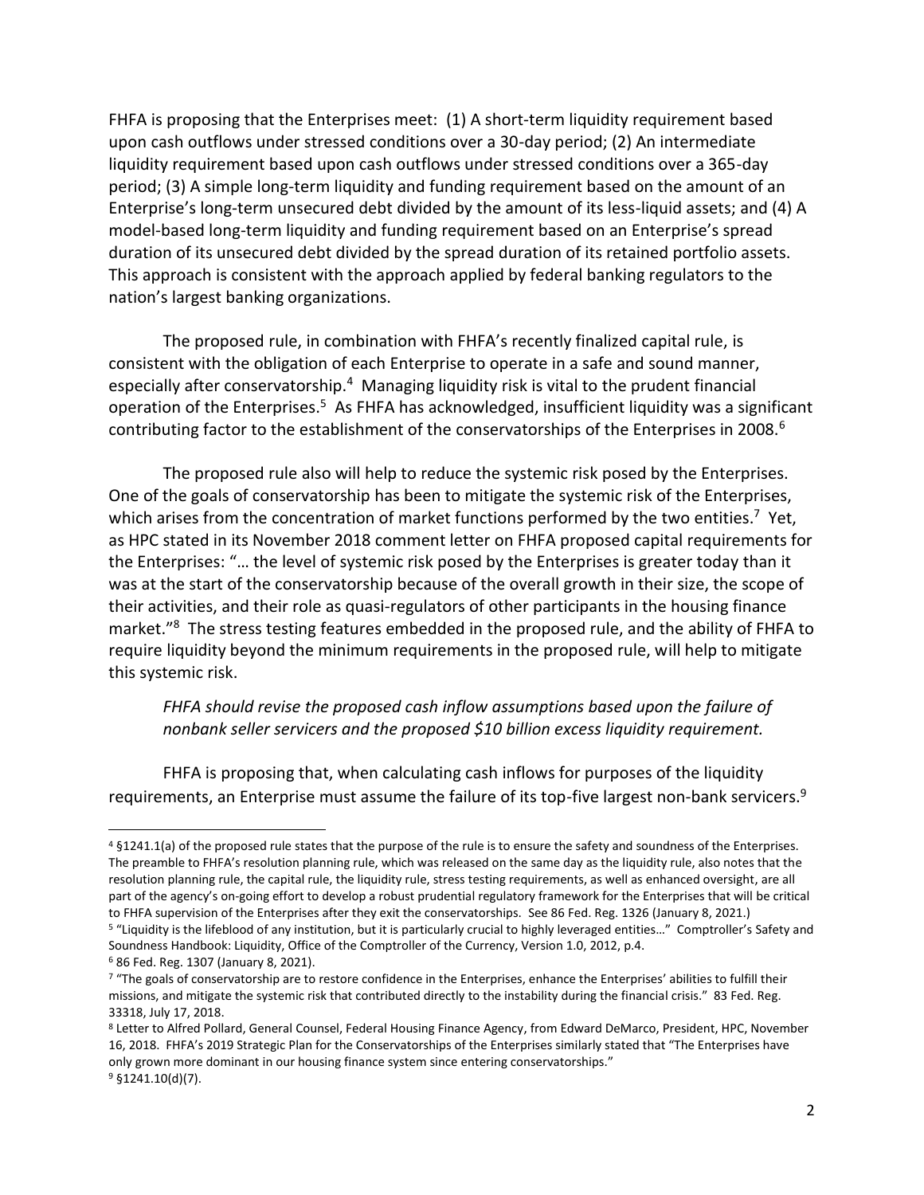FHFA is proposing that the Enterprises meet: (1) A short-term liquidity requirement based upon cash outflows under stressed conditions over a 30-day period; (2) An intermediate liquidity requirement based upon cash outflows under stressed conditions over a 365-day period; (3) A simple long-term liquidity and funding requirement based on the amount of an Enterprise's long-term unsecured debt divided by the amount of its less-liquid assets; and (4) A model-based long-term liquidity and funding requirement based on an Enterprise's spread duration of its unsecured debt divided by the spread duration of its retained portfolio assets. This approach is consistent with the approach applied by federal banking regulators to the nation's largest banking organizations.

The proposed rule, in combination with FHFA's recently finalized capital rule, is consistent with the obligation of each Enterprise to operate in a safe and sound manner, especially after conservatorship.[4] Managing liquidity risk is vital to the prudent financial operation of the Enterprises.[5] As FHFA has acknowledged, insufficient liquidity was a significant contributing factor to the establishment of the conservatorships of the Enterprises in 2008.[6]

The proposed rule also will help to reduce the systemic risk posed by the Enterprises. One of the goals of conservatorship has been to mitigate the systemic risk of the Enterprises, which arises from the concentration of market functions performed by the two entities.[7] Yet, as HPC stated in its November 2018 comment letter on FHFA proposed capital requirements for the Enterprises: "… the level of systemic risk posed by the Enterprises is greater today than it was at the start of the conservatorship because of the overall growth in their size, the scope of their activities, and their role as quasi-regulators of other participants in the housing finance market."[8] The stress testing features embedded in the proposed rule, and the ability of FHFA to require liquidity beyond the minimum requirements in the proposed rule, will help to mitigate this systemic risk.

*FHFA should revise the proposed cash inflow assumptions based upon the failure of nonbank seller servicers and the proposed $10 billion excess liquidity requirement.*

FHFA is proposing that, when calculating cash inflows for purposes of the liquidity requirements, an Enterprise must assume the failure of its top-five largest non-bank servicers.[9]

---

[4] §1241.1(a) of the proposed rule states that the purpose of the rule is to ensure the safety and soundness of the Enterprises. The preamble to FHFA's resolution planning rule, which was released on the same day as the liquidity rule, also notes that the resolution planning rule, the capital rule, the liquidity rule, stress testing requirements, as well as enhanced oversight, are all part of the agency's on-going effort to develop a robust prudential regulatory framework for the Enterprises that will be critical to FHFA supervision of the Enterprises after they exit the conservatorships. See 86 Fed. Reg. 1326 (January 8, 2021.)

[5] "Liquidity is the lifeblood of any institution, but it is particularly crucial to highly leveraged entities…" Comptroller's Safety and Soundness Handbook: Liquidity, Office of the Comptroller of the Currency, Version 1.0, 2012, p.4.

[6] 86 Fed. Reg. 1307 (January 8, 2021).

[7] "The goals of conservatorship are to restore confidence in the Enterprises, enhance the Enterprises' abilities to fulfill their missions, and mitigate the systemic risk that contributed directly to the instability during the financial crisis." 83 Fed. Reg. 33318, July 17, 2018.

[8] Letter to Alfred Pollard, General Counsel, Federal Housing Finance Agency, from Edward DeMarco, President, HPC, November 16, 2018. FHFA's 2019 Strategic Plan for the Conservatorships of the Enterprises similarly stated that "The Enterprises have only grown more dominant in our housing finance system since entering conservatorships."

[9] §1241.10(d)(7).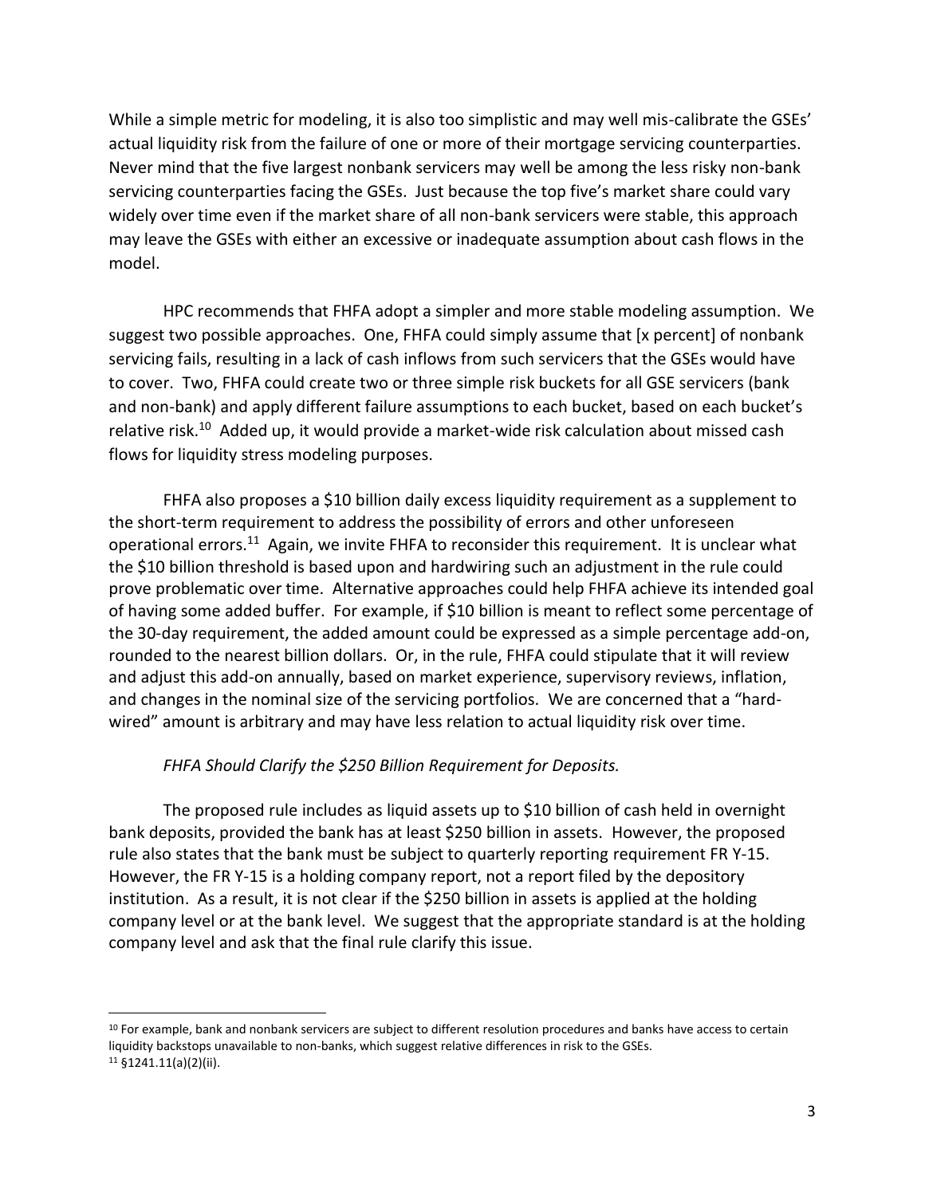While a simple metric for modeling, it is also too simplistic and may well mis-calibrate the GSEs' actual liquidity risk from the failure of one or more of their mortgage servicing counterparties. Never mind that the five largest nonbank servicers may well be among the less risky non-bank servicing counterparties facing the GSEs. Just because the top five's market share could vary widely over time even if the market share of all non-bank servicers were stable, this approach may leave the GSEs with either an excessive or inadequate assumption about cash flows in the model.

HPC recommends that FHFA adopt a simpler and more stable modeling assumption. We suggest two possible approaches. One, FHFA could simply assume that [x percent] of nonbank servicing fails, resulting in a lack of cash inflows from such servicers that the GSEs would have to cover. Two, FHFA could create two or three simple risk buckets for all GSE servicers (bank and non-bank) and apply different failure assumptions to each bucket, based on each bucket's relative risk.[10] Added up, it would provide a market-wide risk calculation about missed cash flows for liquidity stress modeling purposes.

FHFA also proposes a $10 billion daily excess liquidity requirement as a supplement to the short-term requirement to address the possibility of errors and other unforeseen operational errors.[11] Again, we invite FHFA to reconsider this requirement. It is unclear what the $10 billion threshold is based upon and hardwiring such an adjustment in the rule could prove problematic over time. Alternative approaches could help FHFA achieve its intended goal of having some added buffer. For example, if $10 billion is meant to reflect some percentage of the 30-day requirement, the added amount could be expressed as a simple percentage add-on, rounded to the nearest billion dollars. Or, in the rule, FHFA could stipulate that it will review and adjust this add-on annually, based on market experience, supervisory reviews, inflation, and changes in the nominal size of the servicing portfolios. We are concerned that a "hard-wired" amount is arbitrary and may have less relation to actual liquidity risk over time.

*FHFA Should Clarify the $250 Billion Requirement for Deposits.*

The proposed rule includes as liquid assets up to $10 billion of cash held in overnight bank deposits, provided the bank has at least $250 billion in assets. However, the proposed rule also states that the bank must be subject to quarterly reporting requirement FR Y-15. However, the FR Y-15 is a holding company report, not a report filed by the depository institution. As a result, it is not clear if the $250 billion in assets is applied at the holding company level or at the bank level. We suggest that the appropriate standard is at the holding company level and ask that the final rule clarify this issue.

---

[10] For example, bank and nonbank servicers are subject to different resolution procedures and banks have access to certain liquidity backstops unavailable to non-banks, which suggest relative differences in risk to the GSEs.

[11] §1241.11(a)(2)(ii).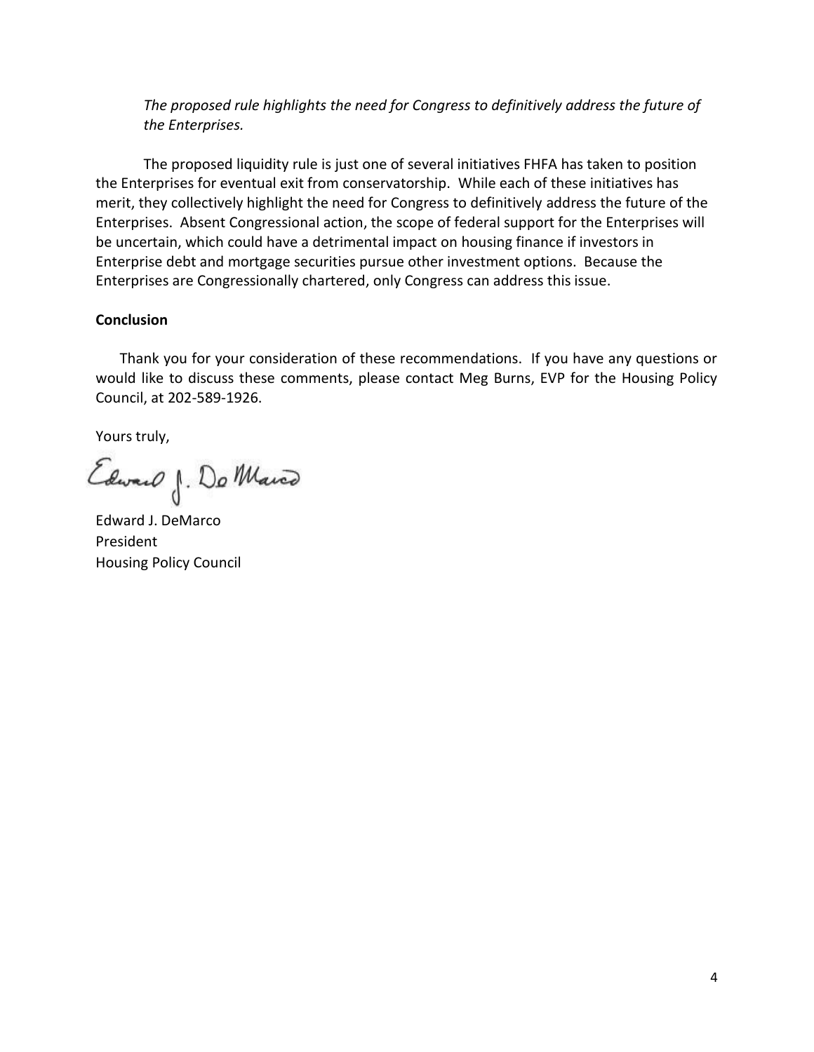*The proposed rule highlights the need for Congress to definitively address the future of the Enterprises.*

The proposed liquidity rule is just one of several initiatives FHFA has taken to position the Enterprises for eventual exit from conservatorship. While each of these initiatives has merit, they collectively highlight the need for Congress to definitively address the future of the Enterprises. Absent Congressional action, the scope of federal support for the Enterprises will be uncertain, which could have a detrimental impact on housing finance if investors in Enterprise debt and mortgage securities pursue other investment options. Because the Enterprises are Congressionally chartered, only Congress can address this issue.

**Conclusion**

Thank you for your consideration of these recommendations. If you have any questions or would like to discuss these comments, please contact Meg Burns, EVP for the Housing Policy Council, at 202-589-1926.

Yours truly,

Edward J. DeMarco
President
Housing Policy Council